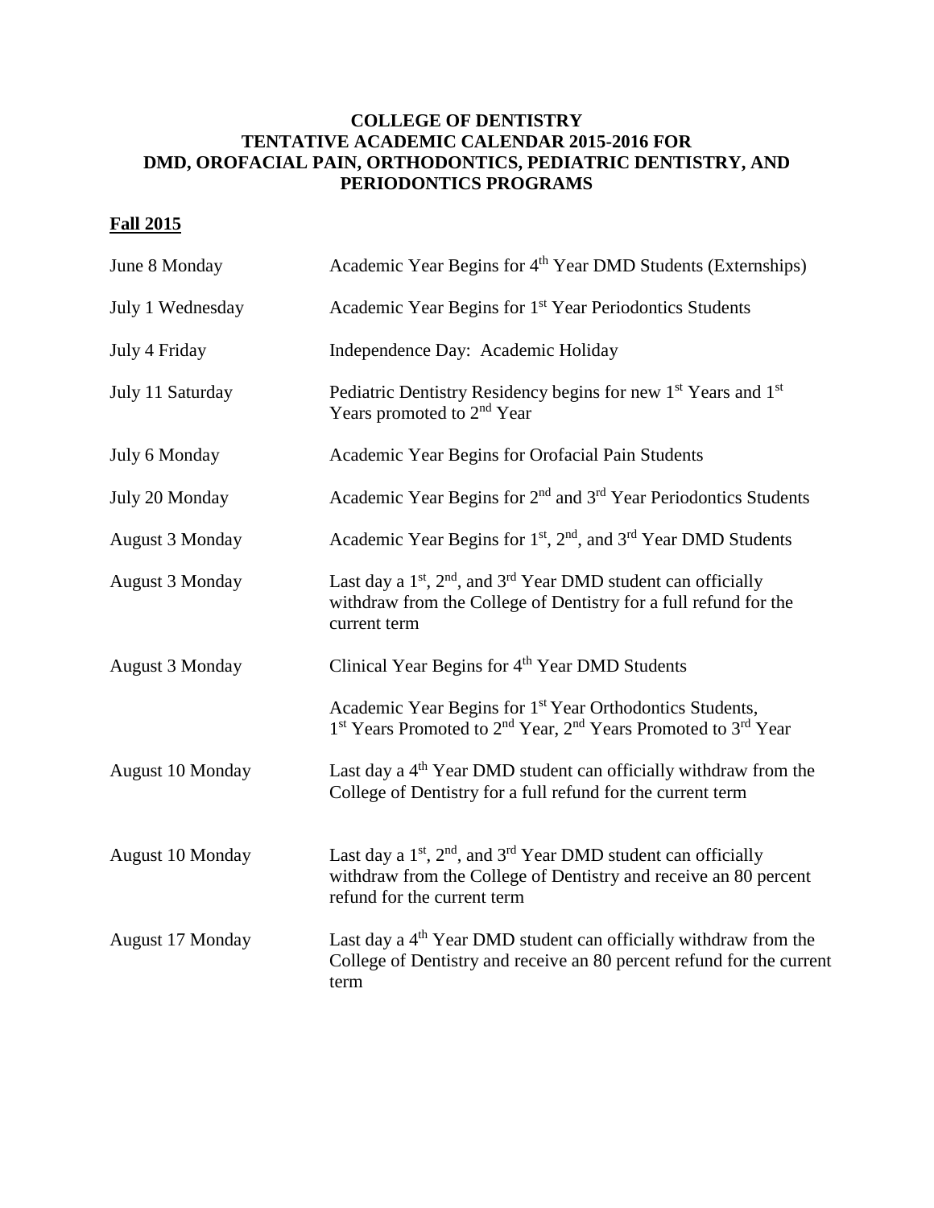**COLLEGE OF DENTISTRY**
**TENTATIVE ACADEMIC CALENDAR 2015-2016 FOR**
**DMD, OROFACIAL PAIN, ORTHODONTICS, PEDIATRIC DENTISTRY, AND PERIODONTICS PROGRAMS**

## Fall 2015

| | |
|---|---|
| June 8 Monday | Academic Year Begins for 4th Year DMD Students (Externships) |
| July 1 Wednesday | Academic Year Begins for 1st Year Periodontics Students |
| July 4 Friday | Independence Day: Academic Holiday |
| July 11 Saturday | Pediatric Dentistry Residency begins for new 1st Years and 1st Years promoted to 2nd Year |
| July 6 Monday | Academic Year Begins for Orofacial Pain Students |
| July 20 Monday | Academic Year Begins for 2nd and 3rd Year Periodontics Students |
| August 3 Monday | Academic Year Begins for 1st, 2nd, and 3rd Year DMD Students |
| August 3 Monday | Last day a 1st, 2nd, and 3rd Year DMD student can officially withdraw from the College of Dentistry for a full refund for the current term |
| August 3 Monday | Clinical Year Begins for 4th Year DMD Students |
| | Academic Year Begins for 1st Year Orthodontics Students, 1st Years Promoted to 2nd Year, 2nd Years Promoted to 3rd Year |
| August 10 Monday | Last day a 4th Year DMD student can officially withdraw from the College of Dentistry for a full refund for the current term |
| August 10 Monday | Last day a 1st, 2nd, and 3rd Year DMD student can officially withdraw from the College of Dentistry and receive an 80 percent refund for the current term |
| August 17 Monday | Last day a 4th Year DMD student can officially withdraw from the College of Dentistry and receive an 80 percent refund for the current term |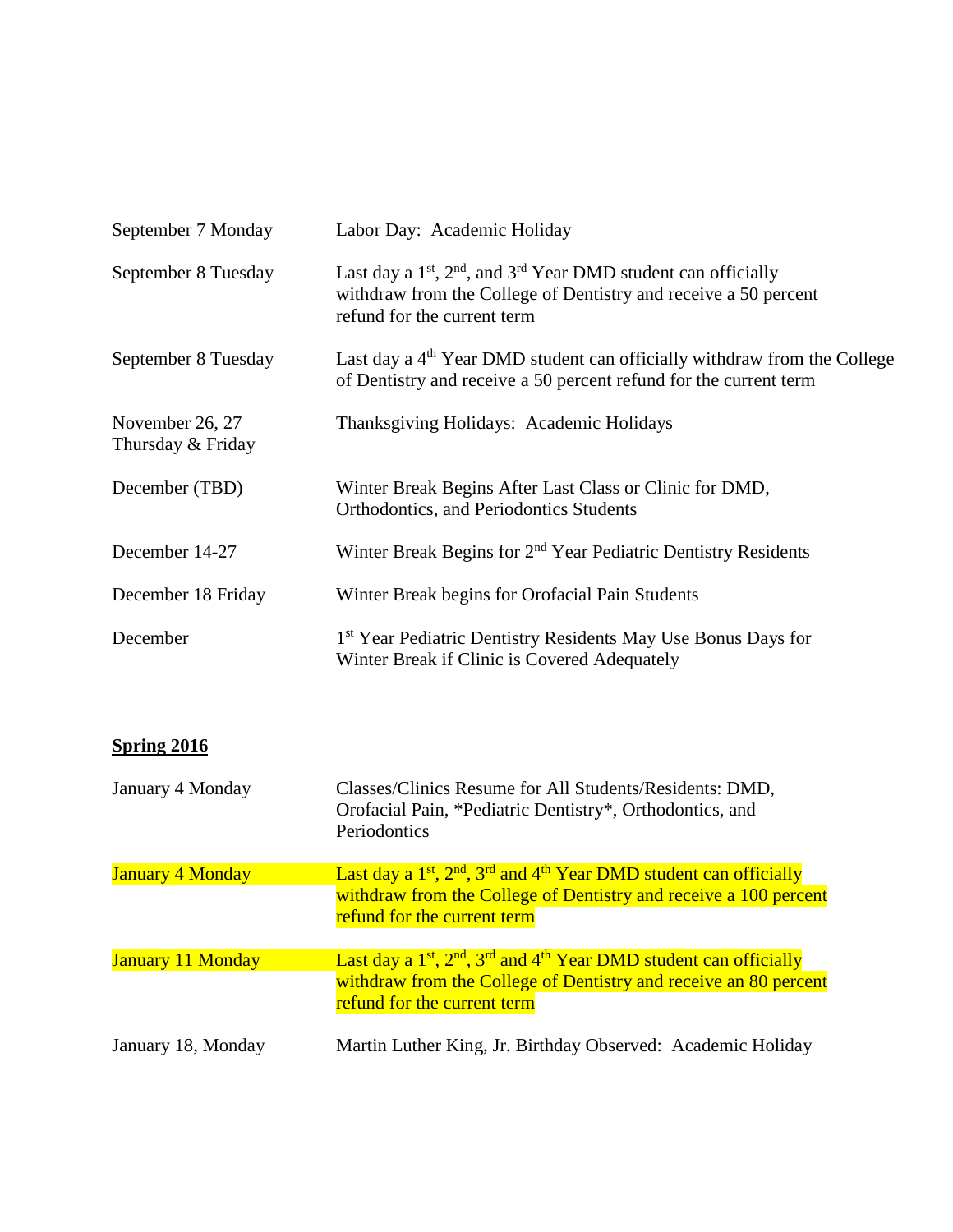| | |
|---|---|
| September 7 Monday | Labor Day: Academic Holiday |
| September 8 Tuesday | Last day a 1st, 2nd, and 3rd Year DMD student can officially withdraw from the College of Dentistry and receive a 50 percent refund for the current term |
| September 8 Tuesday | Last day a 4th Year DMD student can officially withdraw from the College of Dentistry and receive a 50 percent refund for the current term |
| November 26, 27 Thursday & Friday | Thanksgiving Holidays: Academic Holidays |
| December (TBD) | Winter Break Begins After Last Class or Clinic for DMD, Orthodontics, and Periodontics Students |
| December 14-27 | Winter Break Begins for 2nd Year Pediatric Dentistry Residents |
| December 18 Friday | Winter Break begins for Orofacial Pain Students |
| December | 1st Year Pediatric Dentistry Residents May Use Bonus Days for Winter Break if Clinic is Covered Adequately |

## **Spring 2016**

| | |
|---|---|
| January 4 Monday | Classes/Clinics Resume for All Students/Residents: DMD, Orofacial Pain, *Pediatric Dentistry*, Orthodontics, and Periodontics |
| January 4 Monday | Last day a 1st, 2nd, 3rd and 4th Year DMD student can officially withdraw from the College of Dentistry and receive a 100 percent refund for the current term |
| January 11 Monday | Last day a 1st, 2nd, 3rd and 4th Year DMD student can officially withdraw from the College of Dentistry and receive an 80 percent refund for the current term |
| January 18, Monday | Martin Luther King, Jr. Birthday Observed: Academic Holiday |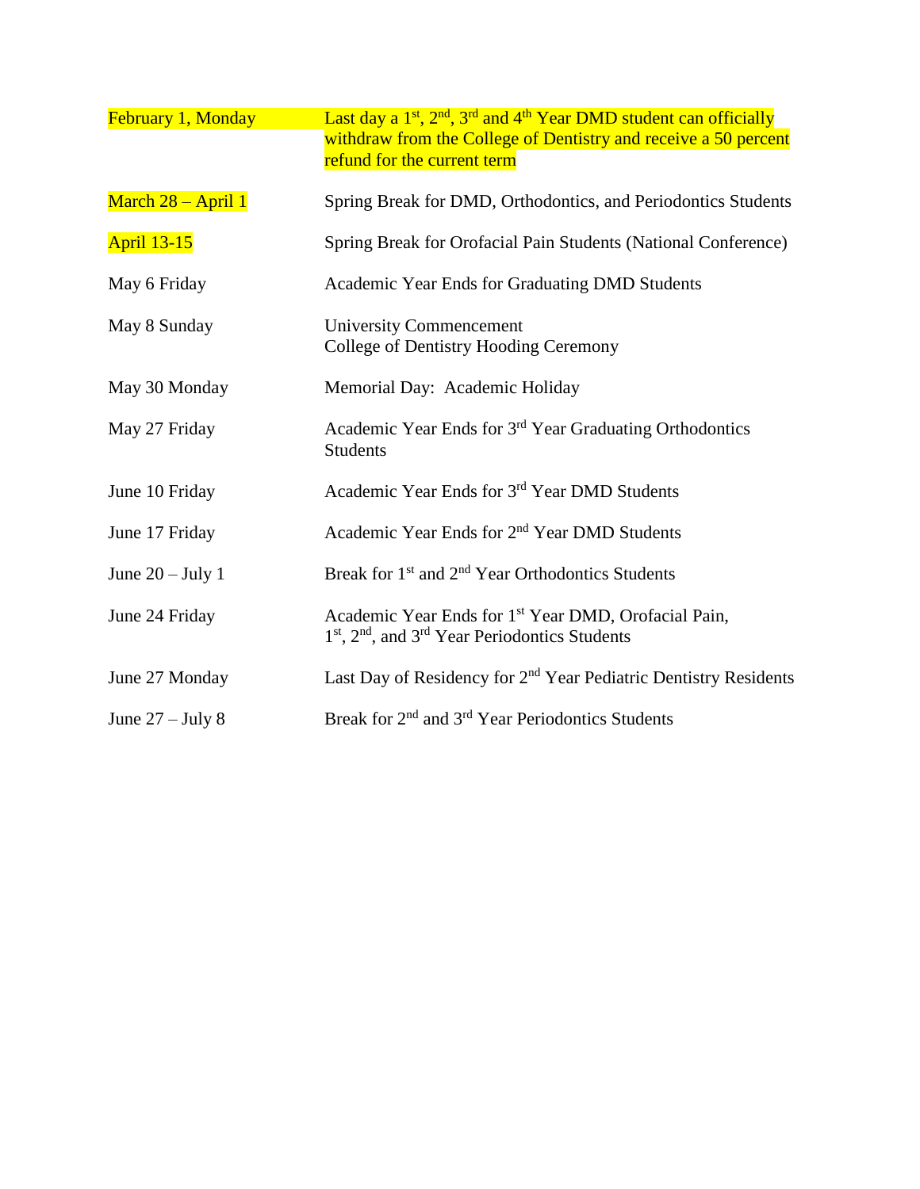| | |
|---|---|
| February 1, Monday | Last day a 1st, 2nd, 3rd and 4th Year DMD student can officially withdraw from the College of Dentistry and receive a 50 percent refund for the current term |
| March 28 – April 1 | Spring Break for DMD, Orthodontics, and Periodontics Students |
| April 13-15 | Spring Break for Orofacial Pain Students (National Conference) |
| May 6 Friday | Academic Year Ends for Graduating DMD Students |
| May 8 Sunday | University Commencement<br>College of Dentistry Hooding Ceremony |
| May 30 Monday | Memorial Day: Academic Holiday |
| May 27 Friday | Academic Year Ends for 3rd Year Graduating Orthodontics Students |
| June 10 Friday | Academic Year Ends for 3rd Year DMD Students |
| June 17 Friday | Academic Year Ends for 2nd Year DMD Students |
| June 20 – July 1 | Break for 1st and 2nd Year Orthodontics Students |
| June 24 Friday | Academic Year Ends for 1st Year DMD, Orofacial Pain, 1st, 2nd, and 3rd Year Periodontics Students |
| June 27 Monday | Last Day of Residency for 2nd Year Pediatric Dentistry Residents |
| June 27 – July 8 | Break for 2nd and 3rd Year Periodontics Students |